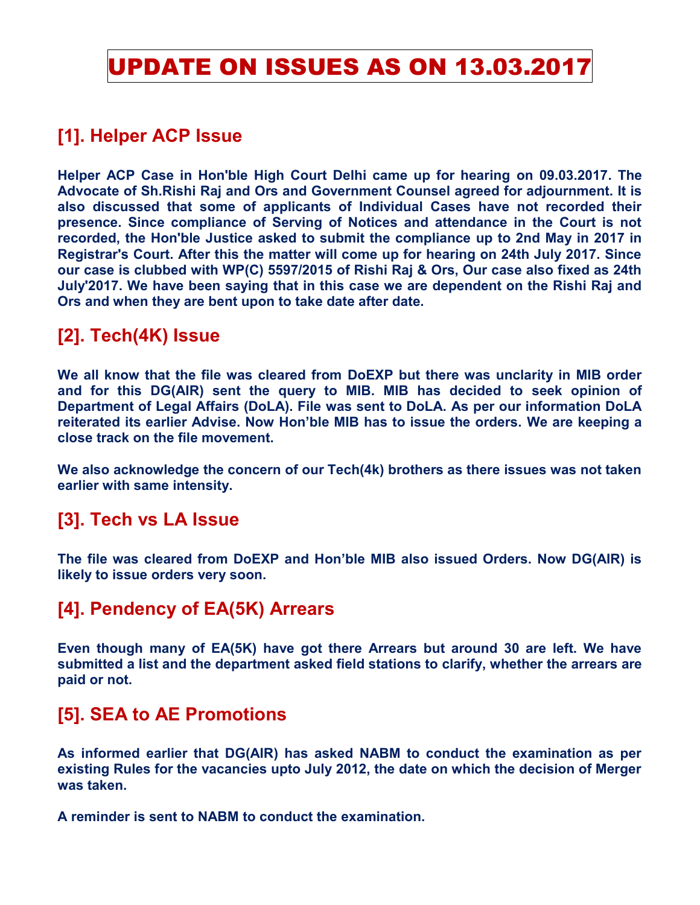# UPDATE ON ISSUES AS ON 13.03.2017

## [1]. Helper ACP Issue

**Helper ACP Case in Hon'ble High Court Delhi came up for hearing on 09.03.2017. The Advocate of Sh.Rishi Raj and Ors and Government Counsel agreed for adjournment. It is also discussed that some of applicants of Individual Cases have not recorded their presence. Since compliance of Serving of Notices and attendance in the Court is not recorded, the Hon'ble Justice asked to submit the compliance up to 2nd May in 2017 in Registrar's Court. After this the matter will come up for hearing on 24th July 2017. Since our case is clubbed with WP(C) 5597/2015 of Rishi Raj & Ors, Our case also fixed as 24th July'2017. We have been saying that in this case we are dependent on the Rishi Raj and Ors and when they are bent upon to take date after date.**

## [2]. Tech(4K) Issue

**We all know that the file was cleared from DoEXP but there was unclarity in MIB order and for this DG(AIR) sent the query to MIB. MIB has decided to seek opinion of Department of Legal Affairs (DoLA). File was sent to DoLA. As per our information DoLA reiterated its earlier Advise. Now Hon'ble MIB has to issue the orders. We are keeping a close track on the file movement.**

**We also acknowledge the concern of our Tech(4k) brothers as there issues was not taken earlier with same intensity.**

## [3]. Tech vs LA Issue

**The file was cleared from DoEXP and Hon'ble MIB also issued Orders. Now DG(AIR) is likely to issue orders very soon.**

## [4]. Pendency of EA(5K) Arrears

**Even though many of EA(5K) have got there Arrears but around 30 are left. We have submitted a list and the department asked field stations to clarify, whether the arrears are paid or not.**

## [5]. SEA to AE Promotions

**As informed earlier that DG(AIR) has asked NABM to conduct the examination as per existing Rules for the vacancies upto July 2012, the date on which the decision of Merger was taken.**

**A reminder is sent to NABM to conduct the examination.**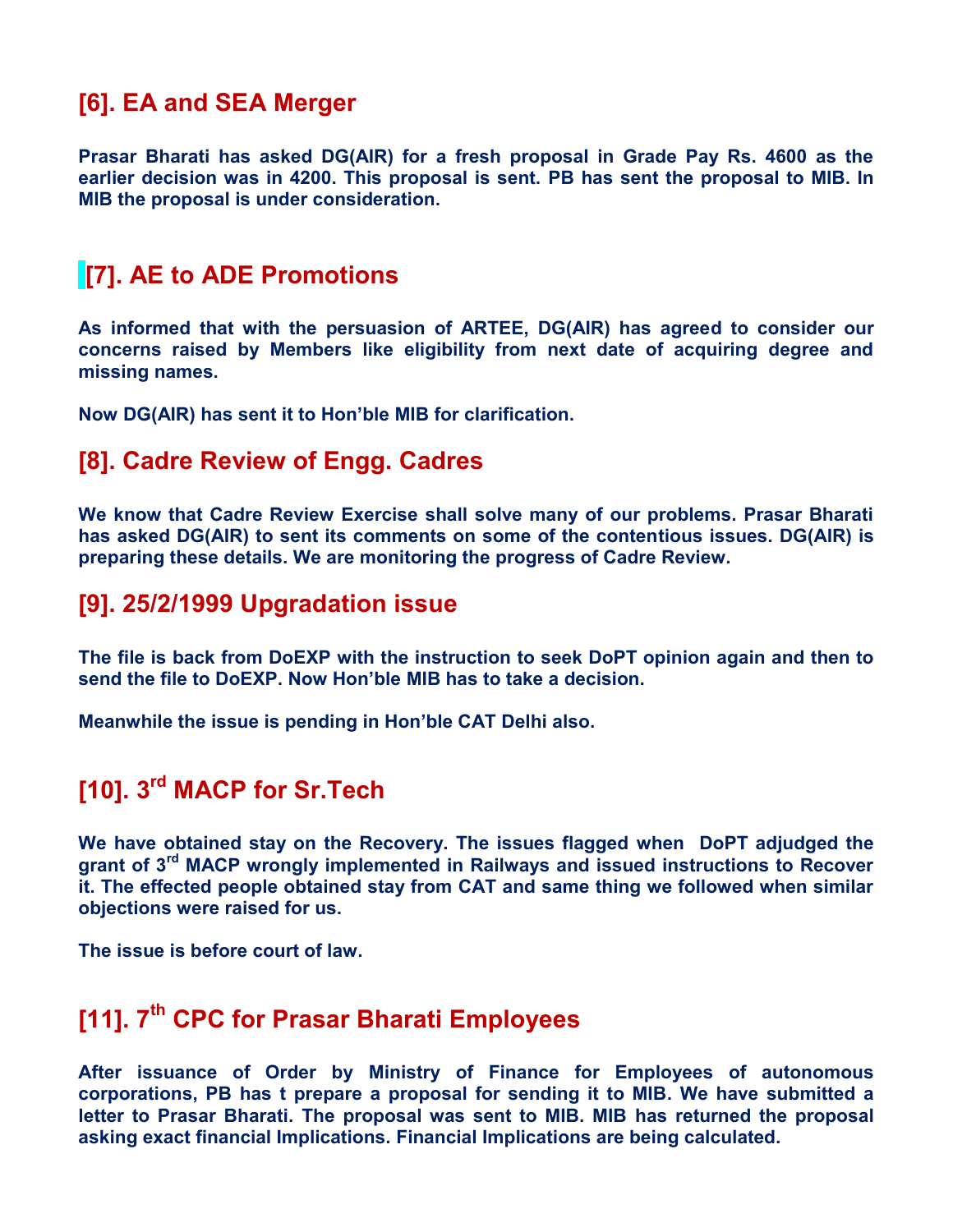## [6]. EA and SEA Merger

**Prasar Bharati has asked DG(AIR) for a fresh proposal in Grade Pay Rs. 4600 as the earlier decision was in 4200. This proposal is sent. PB has sent the proposal to MIB. In MIB the proposal is under consideration.**

## [7]. AE to ADE Promotions

**As informed that with the persuasion of ARTEE, DG(AIR) has agreed to consider our concerns raised by Members like eligibility from next date of acquiring degree and missing names.**

**Now DG(AIR) has sent it to Hon'ble MIB for clarification.**

## [8]. Cadre Review of Engg. Cadres

**We know that Cadre Review Exercise shall solve many of our problems. Prasar Bharati has asked DG(AIR) to sent its comments on some of the contentious issues. DG(AIR) is preparing these details. We are monitoring the progress of Cadre Review.**

## [9]. 25/2/1999 Upgradation issue

**The file is back from DoEXP with the instruction to seek DoPT opinion again and then to send the file to DoEXP. Now Hon'ble MIB has to take a decision.**

**Meanwhile the issue is pending in Hon'ble CAT Delhi also.**

## [10]. 3rd MACP for Sr.Tech

**We have obtained stay on the Recovery. The issues flagged when DoPT adjudged the grant of 3rd MACP wrongly implemented in Railways and issued instructions to Recover it. The effected people obtained stay from CAT and same thing we followed when similar objections were raised for us.**

**The issue is before court of law.**

## [11]. 7th CPC for Prasar Bharati Employees

**After issuance of Order by Ministry of Finance for Employees of autonomous corporations, PB has t prepare a proposal for sending it to MIB. We have submitted a letter to Prasar Bharati. The proposal was sent to MIB. MIB has returned the proposal asking exact financial Implications. Financial Implications are being calculated.**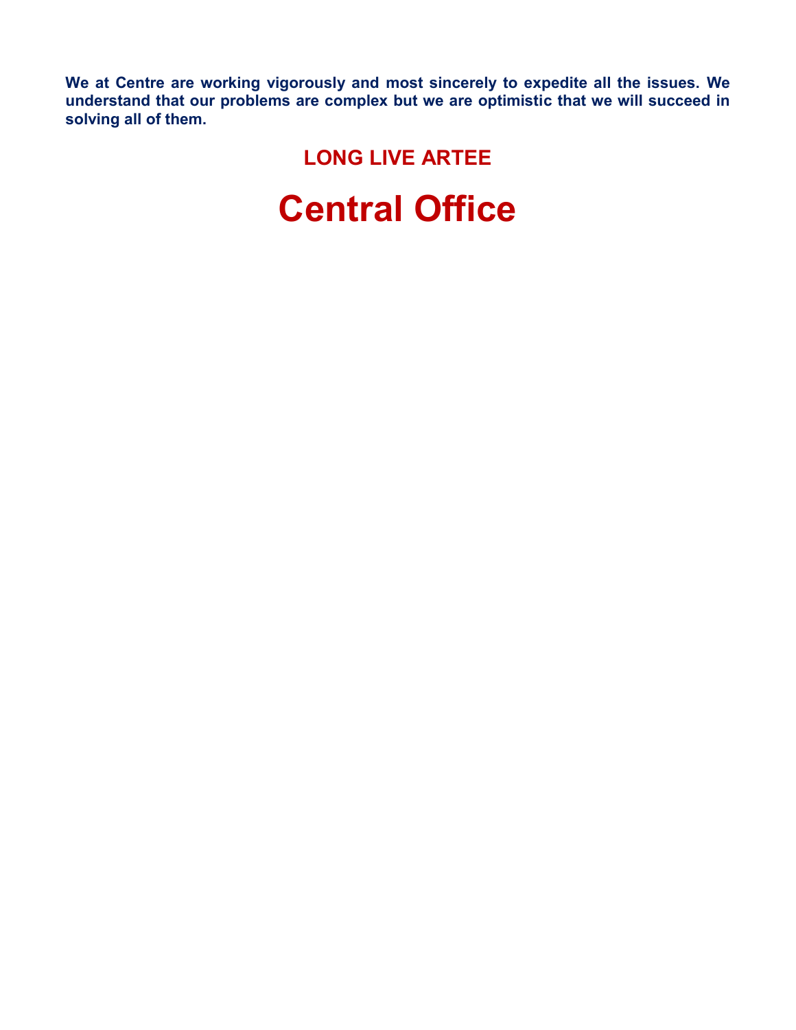**We at Centre are working vigorously and most sincerely to expedite all the issues. We understand that our problems are complex but we are optimistic that we will succeed in solving all of them.**

## LONG LIVE ARTEE

# Central Office